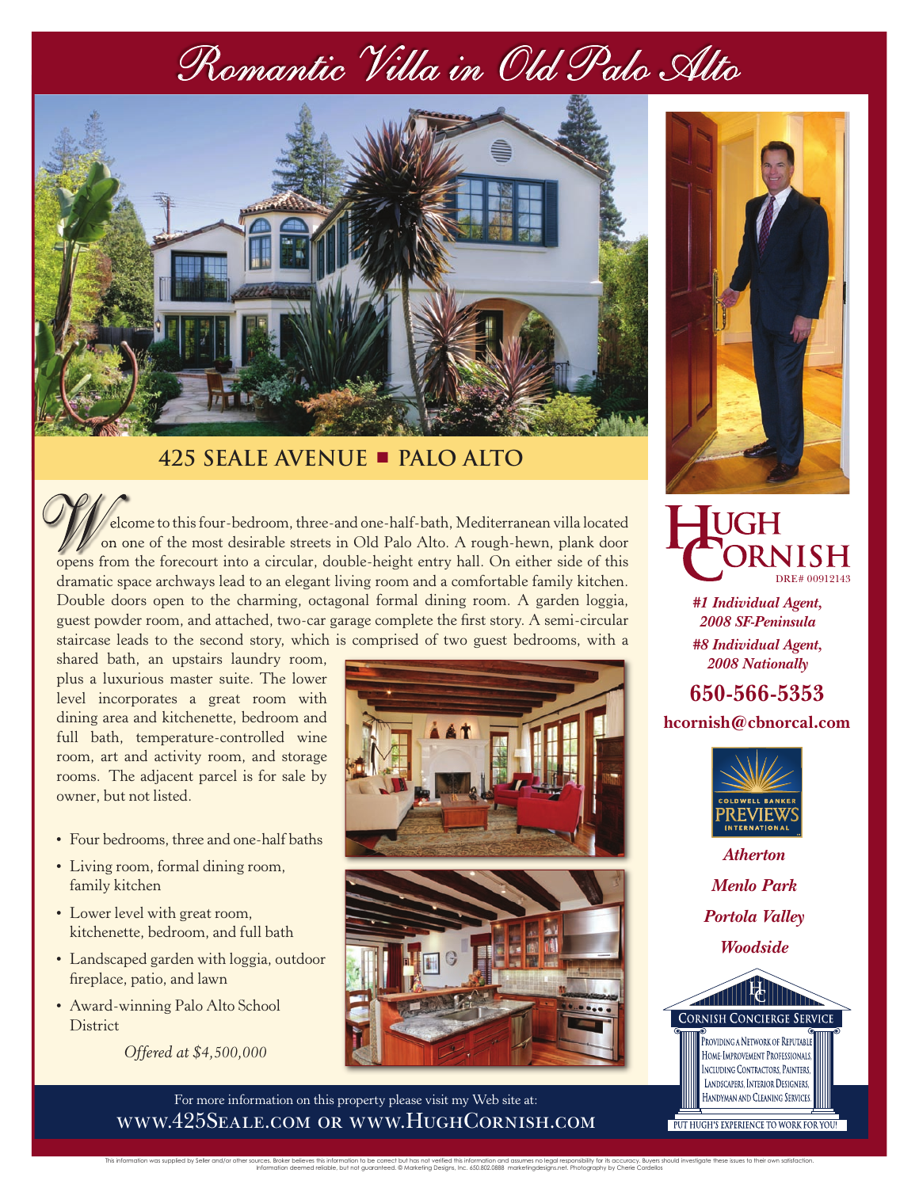# Romantic Villa in Old Palo Alto

## 425 SEALE AVENUE ■ PALO ALTO

Welcome to this four-bedroom, three-and one-half-bath, Mediterranean villa located on one of the most desirable streets in Old Palo Alto. A rough-hewn, plank door opens from the forecourt into a circular, double-height entry hall. On either side of this dramatic space archways lead to an elegant living room and a comfortable family kitchen. Double doors open to the charming, octagonal formal dining room. A garden loggia, guest powder room, and attached, two-car garage complete the first story. A semi-circular staircase leads to the second story, which is comprised of two guest bedrooms, with a shared bath, an upstairs laundry room, plus a luxurious master suite. The lower level incorporates a great room with dining area and kitchenette, bedroom and full bath, temperature-controlled wine room, art and activity room, and storage rooms. The adjacent parcel is for sale by owner, but not listed.

- Four bedrooms, three and one-half baths
- Living room, formal dining room, family kitchen
- Lower level with great room, kitchenette, bedroom, and full bath
- Landscaped garden with loggia, outdoor fireplace, patio, and lawn
- Award-winning Palo Alto School District

*Offered at $4,500,000*

For more information on this property please visit my Web site at:
**WWW.425SEALE.COM OR WWW.HUGHCORNISH.COM**

**HUGH CORNISH**
DRE# 00912143

***#1 Individual Agent, 2008 SF-Peninsula***

***#8 Individual Agent, 2008 Nationally***

**650-566-5353**

**hcornish@cbnorcal.com**

COLDWELL BANKER PREVIEWS INTERNATIONAL

*Atherton*

*Menlo Park*

*Portola Valley*

*Woodside*

HC

CORNISH CONCIERGE SERVICE

PROVIDING A NETWORK OF REPUTABLE HOME IMPROVEMENT PROFESSIONALS, INCLUDING CONTRACTORS, PAINTERS, LANDSCAPERS, INTERIOR DESIGNERS, HANDYMAN AND CLEANING SERVICES

PUT HUGH'S EXPERIENCE TO WORK FOR YOU!

This information was supplied by Seller and/or other sources. Broker believes this information to be correct but has not verified this information and assumes no legal responsibility for its accuracy. Buyers should investigate these issues to their own satisfaction. Information deemed reliable, but not guaranteed. © Marketing Designs, Inc. 650.802.0888 marketingdesigns.net. Photography by Cherie Cordellos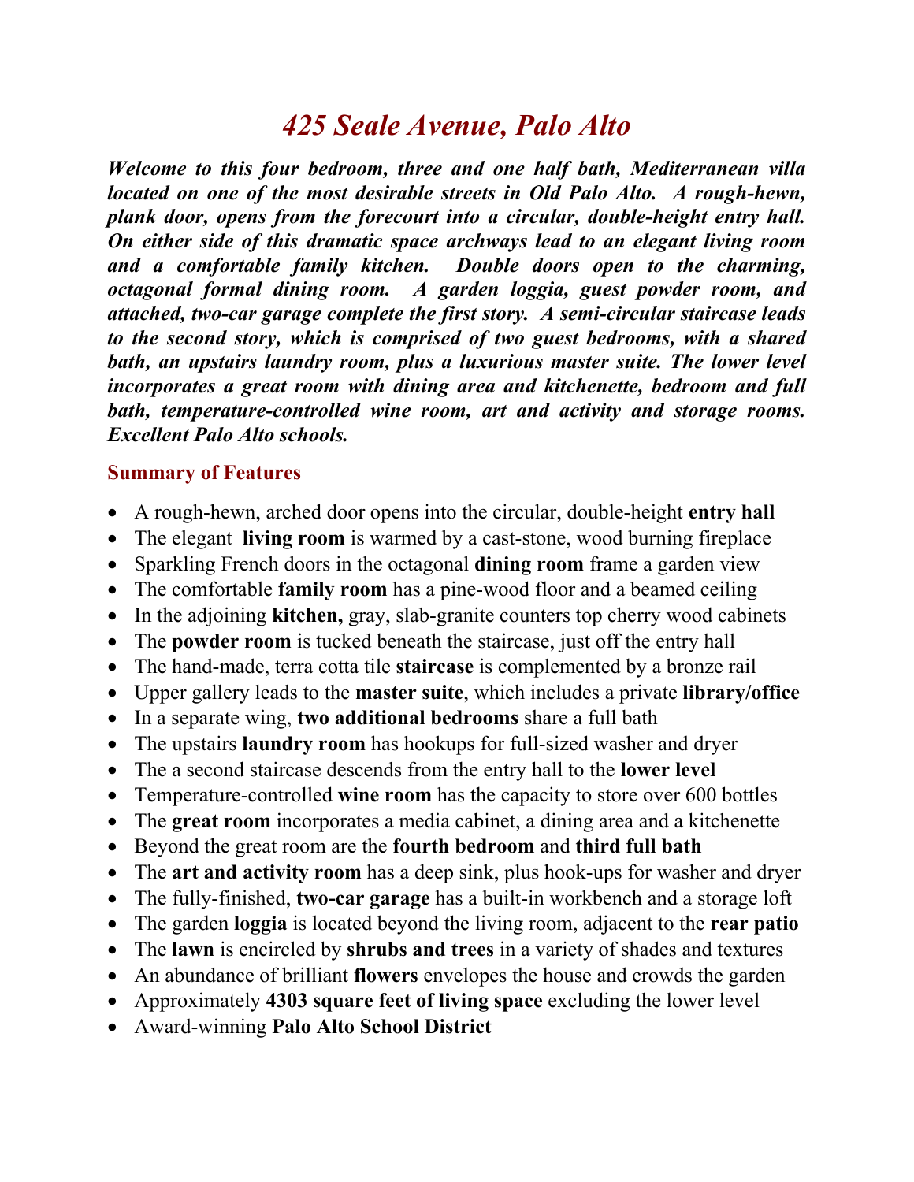# *425 Seale Avenue, Palo Alto*

***Welcome to this four bedroom, three and one half bath, Mediterranean villa located on one of the most desirable streets in Old Palo Alto. A rough-hewn, plank door, opens from the forecourt into a circular, double-height entry hall. On either side of this dramatic space archways lead to an elegant living room and a comfortable family kitchen. Double doors open to the charming, octagonal formal dining room. A garden loggia, guest powder room, and attached, two-car garage complete the first story. A semi-circular staircase leads to the second story, which is comprised of two guest bedrooms, with a shared bath, an upstairs laundry room, plus a luxurious master suite. The lower level incorporates a great room with dining area and kitchenette, bedroom and full bath, temperature-controlled wine room, art and activity and storage rooms. Excellent Palo Alto schools.***

## Summary of Features

- A rough-hewn, arched door opens into the circular, double-height **entry hall**
- The elegant **living room** is warmed by a cast-stone, wood burning fireplace
- Sparkling French doors in the octagonal **dining room** frame a garden view
- The comfortable **family room** has a pine-wood floor and a beamed ceiling
- In the adjoining **kitchen,** gray, slab-granite counters top cherry wood cabinets
- The **powder room** is tucked beneath the staircase, just off the entry hall
- The hand-made, terra cotta tile **staircase** is complemented by a bronze rail
- Upper gallery leads to the **master suite**, which includes a private **library/office**
- In a separate wing, **two additional bedrooms** share a full bath
- The upstairs **laundry room** has hookups for full-sized washer and dryer
- The a second staircase descends from the entry hall to the **lower level**
- Temperature-controlled **wine room** has the capacity to store over 600 bottles
- The **great room** incorporates a media cabinet, a dining area and a kitchenette
- Beyond the great room are the **fourth bedroom** and **third full bath**
- The **art and activity room** has a deep sink, plus hook-ups for washer and dryer
- The fully-finished, **two-car garage** has a built-in workbench and a storage loft
- The garden **loggia** is located beyond the living room, adjacent to the **rear patio**
- The **lawn** is encircled by **shrubs and trees** in a variety of shades and textures
- An abundance of brilliant **flowers** envelopes the house and crowds the garden
- Approximately **4303 square feet of living space** excluding the lower level
- Award-winning **Palo Alto School District**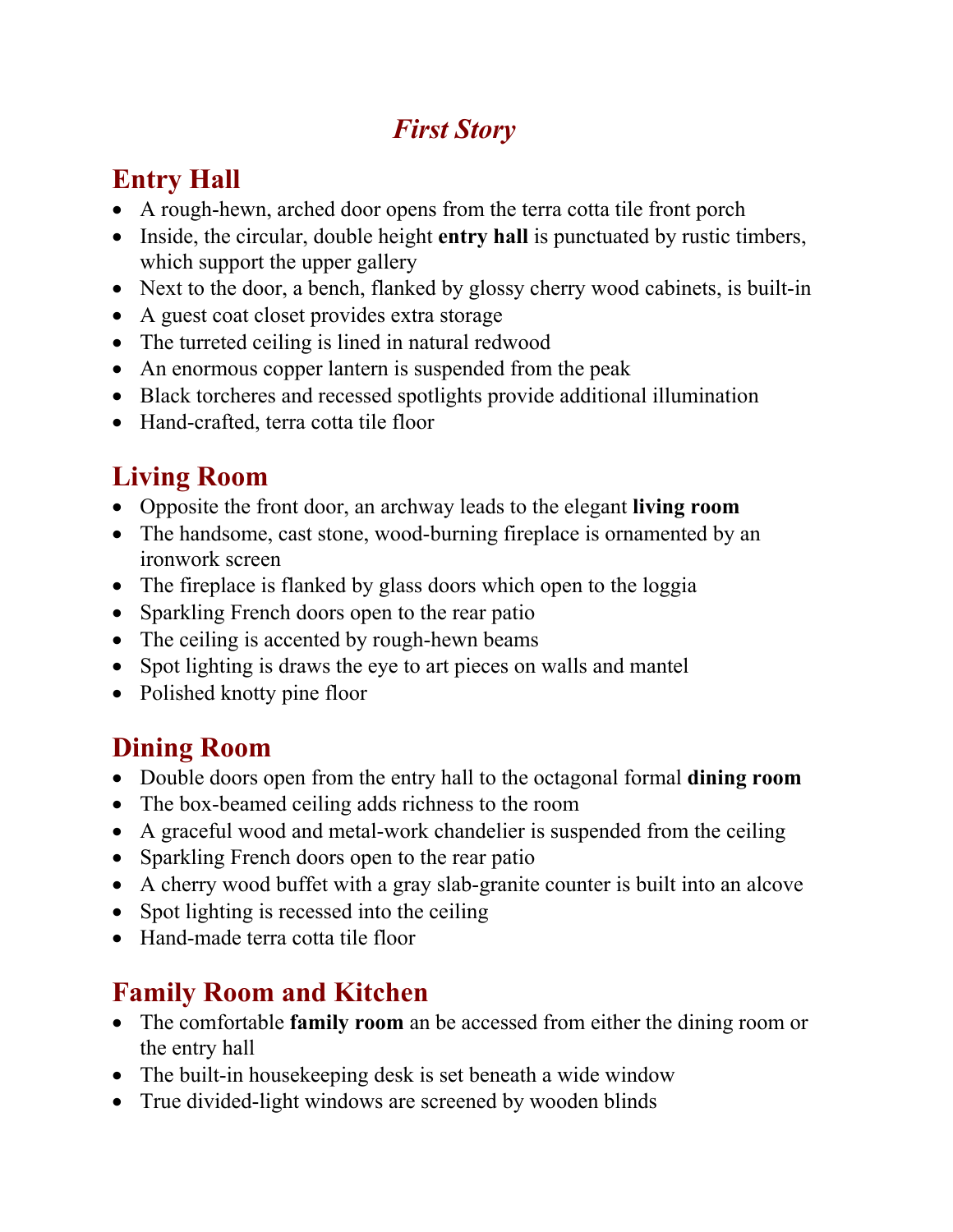# *First Story*

## Entry Hall

- A rough-hewn, arched door opens from the terra cotta tile front porch
- Inside, the circular, double height **entry hall** is punctuated by rustic timbers, which support the upper gallery
- Next to the door, a bench, flanked by glossy cherry wood cabinets, is built-in
- A guest coat closet provides extra storage
- The turreted ceiling is lined in natural redwood
- An enormous copper lantern is suspended from the peak
- Black torcheres and recessed spotlights provide additional illumination
- Hand-crafted, terra cotta tile floor

## Living Room

- Opposite the front door, an archway leads to the elegant **living room**
- The handsome, cast stone, wood-burning fireplace is ornamented by an ironwork screen
- The fireplace is flanked by glass doors which open to the loggia
- Sparkling French doors open to the rear patio
- The ceiling is accented by rough-hewn beams
- Spot lighting is draws the eye to art pieces on walls and mantel
- Polished knotty pine floor

## Dining Room

- Double doors open from the entry hall to the octagonal formal **dining room**
- The box-beamed ceiling adds richness to the room
- A graceful wood and metal-work chandelier is suspended from the ceiling
- Sparkling French doors open to the rear patio
- A cherry wood buffet with a gray slab-granite counter is built into an alcove
- Spot lighting is recessed into the ceiling
- Hand-made terra cotta tile floor

## Family Room and Kitchen

- The comfortable **family room** an be accessed from either the dining room or the entry hall
- The built-in housekeeping desk is set beneath a wide window
- True divided-light windows are screened by wooden blinds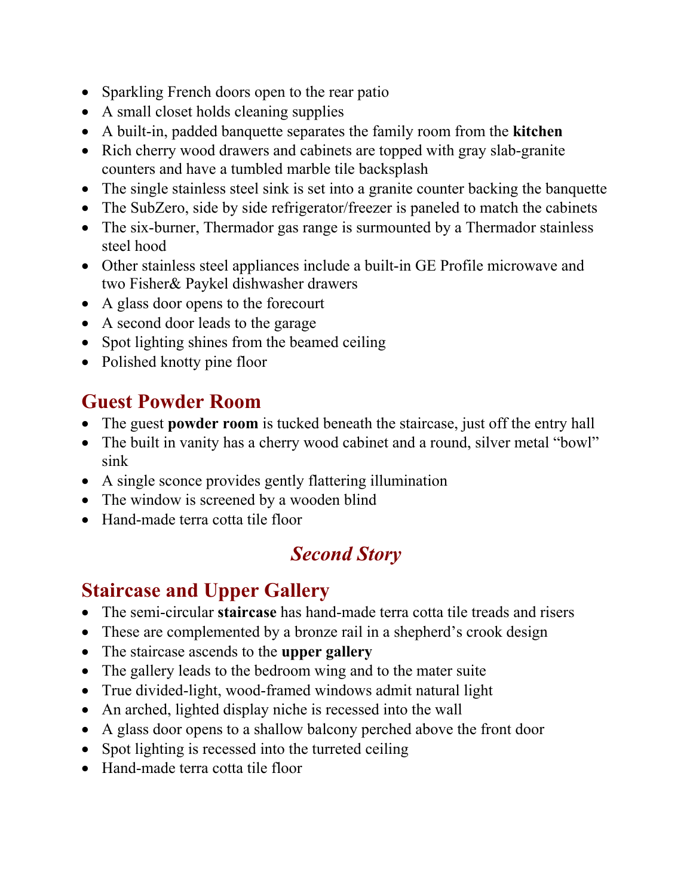- Sparkling French doors open to the rear patio
- A small closet holds cleaning supplies
- A built-in, padded banquette separates the family room from the **kitchen**
- Rich cherry wood drawers and cabinets are topped with gray slab-granite counters and have a tumbled marble tile backsplash
- The single stainless steel sink is set into a granite counter backing the banquette
- The SubZero, side by side refrigerator/freezer is paneled to match the cabinets
- The six-burner, Thermador gas range is surmounted by a Thermador stainless steel hood
- Other stainless steel appliances include a built-in GE Profile microwave and two Fisher& Paykel dishwasher drawers
- A glass door opens to the forecourt
- A second door leads to the garage
- Spot lighting shines from the beamed ceiling
- Polished knotty pine floor

## Guest Powder Room

- The guest **powder room** is tucked beneath the staircase, just off the entry hall
- The built in vanity has a cherry wood cabinet and a round, silver metal "bowl" sink
- A single sconce provides gently flattering illumination
- The window is screened by a wooden blind
- Hand-made terra cotta tile floor

# *Second Story*

## Staircase and Upper Gallery

- The semi-circular **staircase** has hand-made terra cotta tile treads and risers
- These are complemented by a bronze rail in a shepherd's crook design
- The staircase ascends to the **upper gallery**
- The gallery leads to the bedroom wing and to the mater suite
- True divided-light, wood-framed windows admit natural light
- An arched, lighted display niche is recessed into the wall
- A glass door opens to a shallow balcony perched above the front door
- Spot lighting is recessed into the turreted ceiling
- Hand-made terra cotta tile floor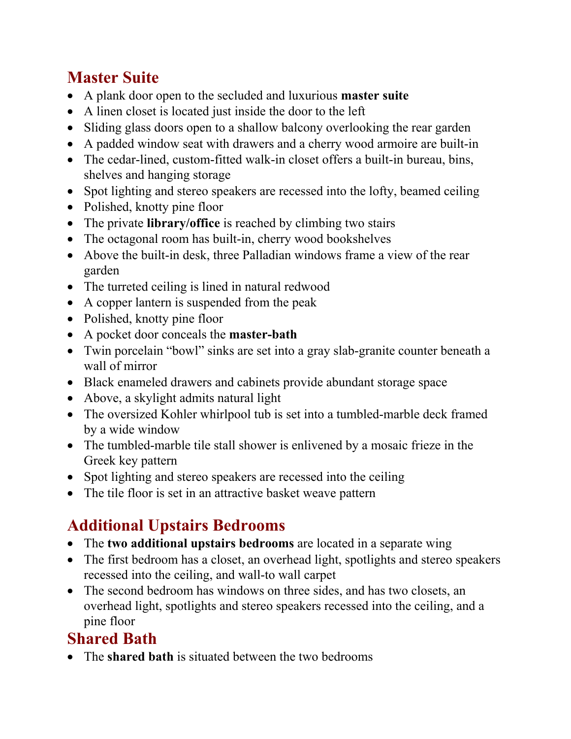## Master Suite

- A plank door open to the secluded and luxurious **master suite**
- A linen closet is located just inside the door to the left
- Sliding glass doors open to a shallow balcony overlooking the rear garden
- A padded window seat with drawers and a cherry wood armoire are built-in
- The cedar-lined, custom-fitted walk-in closet offers a built-in bureau, bins, shelves and hanging storage
- Spot lighting and stereo speakers are recessed into the lofty, beamed ceiling
- Polished, knotty pine floor
- The private **library/office** is reached by climbing two stairs
- The octagonal room has built-in, cherry wood bookshelves
- Above the built-in desk, three Palladian windows frame a view of the rear garden
- The turreted ceiling is lined in natural redwood
- A copper lantern is suspended from the peak
- Polished, knotty pine floor
- A pocket door conceals the **master-bath**
- Twin porcelain "bowl" sinks are set into a gray slab-granite counter beneath a wall of mirror
- Black enameled drawers and cabinets provide abundant storage space
- Above, a skylight admits natural light
- The oversized Kohler whirlpool tub is set into a tumbled-marble deck framed by a wide window
- The tumbled-marble tile stall shower is enlivened by a mosaic frieze in the Greek key pattern
- Spot lighting and stereo speakers are recessed into the ceiling
- The tile floor is set in an attractive basket weave pattern

## Additional Upstairs Bedrooms

- The **two additional upstairs bedrooms** are located in a separate wing
- The first bedroom has a closet, an overhead light, spotlights and stereo speakers recessed into the ceiling, and wall-to wall carpet
- The second bedroom has windows on three sides, and has two closets, an overhead light, spotlights and stereo speakers recessed into the ceiling, and a pine floor

## Shared Bath

- The **shared bath** is situated between the two bedrooms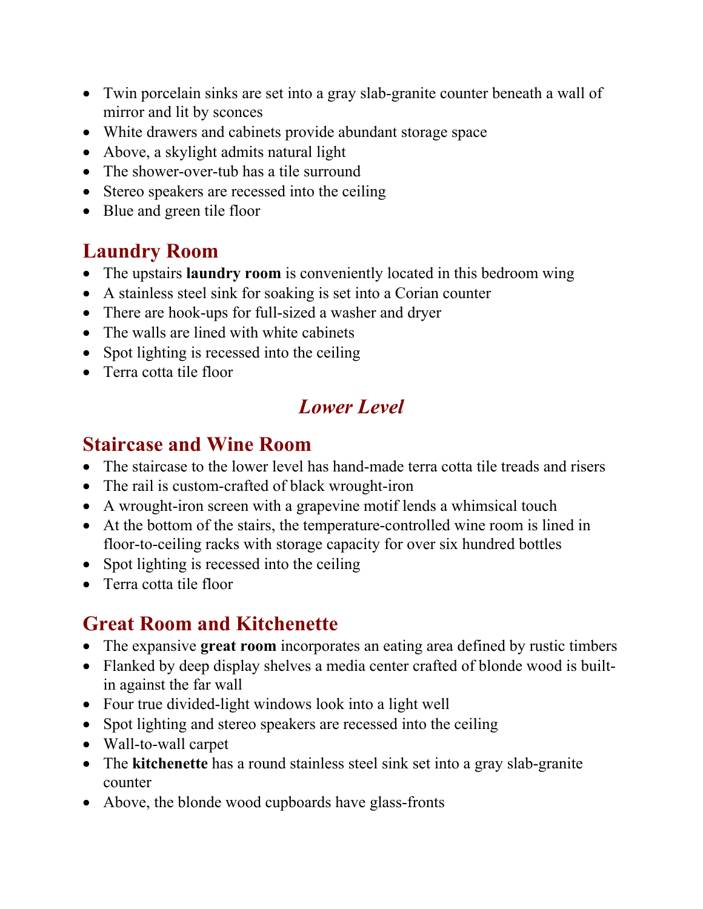- Twin porcelain sinks are set into a gray slab-granite counter beneath a wall of mirror and lit by sconces
- White drawers and cabinets provide abundant storage space
- Above, a skylight admits natural light
- The shower-over-tub has a tile surround
- Stereo speakers are recessed into the ceiling
- Blue and green tile floor

## Laundry Room

- The upstairs **laundry room** is conveniently located in this bedroom wing
- A stainless steel sink for soaking is set into a Corian counter
- There are hook-ups for full-sized a washer and dryer
- The walls are lined with white cabinets
- Spot lighting is recessed into the ceiling
- Terra cotta tile floor

# *Lower Level*

## Staircase and Wine Room

- The staircase to the lower level has hand-made terra cotta tile treads and risers
- The rail is custom-crafted of black wrought-iron
- A wrought-iron screen with a grapevine motif lends a whimsical touch
- At the bottom of the stairs, the temperature-controlled wine room is lined in floor-to-ceiling racks with storage capacity for over six hundred bottles
- Spot lighting is recessed into the ceiling
- Terra cotta tile floor

## Great Room and Kitchenette

- The expansive **great room** incorporates an eating area defined by rustic timbers
- Flanked by deep display shelves a media center crafted of blonde wood is built-in against the far wall
- Four true divided-light windows look into a light well
- Spot lighting and stereo speakers are recessed into the ceiling
- Wall-to-wall carpet
- The **kitchenette** has a round stainless steel sink set into a gray slab-granite counter
- Above, the blonde wood cupboards have glass-fronts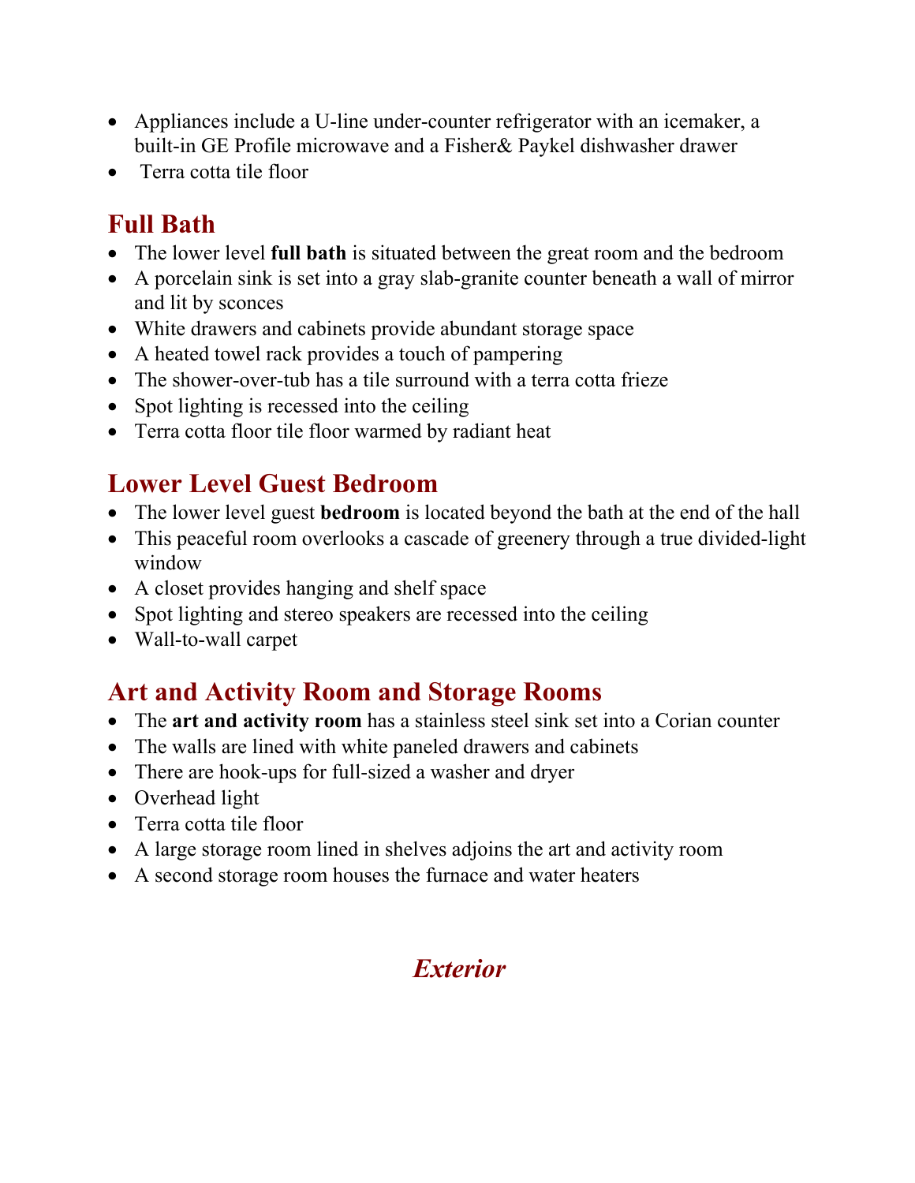- Appliances include a U-line under-counter refrigerator with an icemaker, a built-in GE Profile microwave and a Fisher& Paykel dishwasher drawer
- Terra cotta tile floor

## Full Bath

- The lower level **full bath** is situated between the great room and the bedroom
- A porcelain sink is set into a gray slab-granite counter beneath a wall of mirror and lit by sconces
- White drawers and cabinets provide abundant storage space
- A heated towel rack provides a touch of pampering
- The shower-over-tub has a tile surround with a terra cotta frieze
- Spot lighting is recessed into the ceiling
- Terra cotta floor tile floor warmed by radiant heat

## Lower Level Guest Bedroom

- The lower level guest **bedroom** is located beyond the bath at the end of the hall
- This peaceful room overlooks a cascade of greenery through a true divided-light window
- A closet provides hanging and shelf space
- Spot lighting and stereo speakers are recessed into the ceiling
- Wall-to-wall carpet

## Art and Activity Room and Storage Rooms

- The **art and activity room** has a stainless steel sink set into a Corian counter
- The walls are lined with white paneled drawers and cabinets
- There are hook-ups for full-sized a washer and dryer
- Overhead light
- Terra cotta tile floor
- A large storage room lined in shelves adjoins the art and activity room
- A second storage room houses the furnace and water heaters

# *Exterior*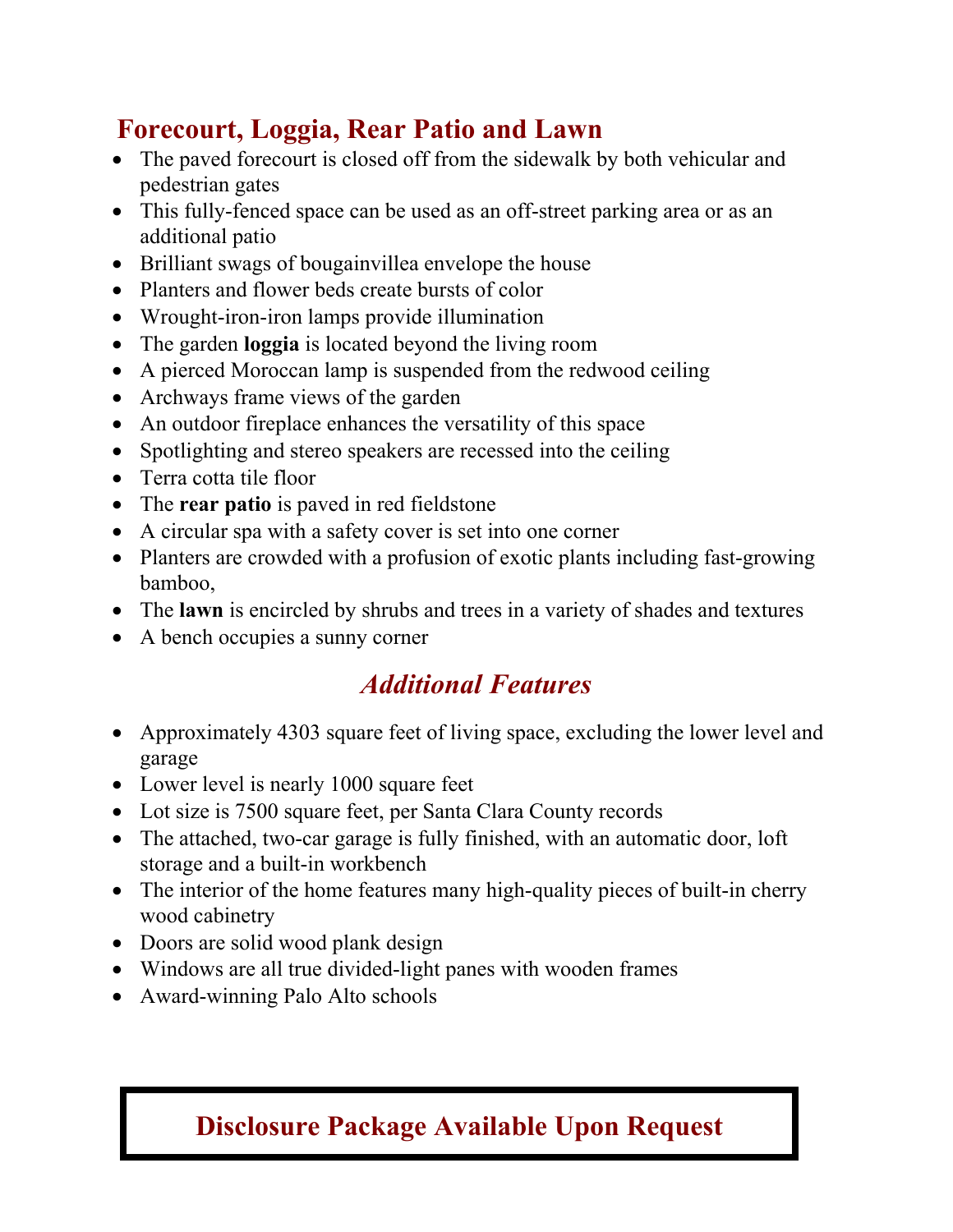## Forecourt, Loggia, Rear Patio and Lawn

- The paved forecourt is closed off from the sidewalk by both vehicular and pedestrian gates
- This fully-fenced space can be used as an off-street parking area or as an additional patio
- Brilliant swags of bougainvillea envelope the house
- Planters and flower beds create bursts of color
- Wrought-iron-iron lamps provide illumination
- The garden **loggia** is located beyond the living room
- A pierced Moroccan lamp is suspended from the redwood ceiling
- Archways frame views of the garden
- An outdoor fireplace enhances the versatility of this space
- Spotlighting and stereo speakers are recessed into the ceiling
- Terra cotta tile floor
- The **rear patio** is paved in red fieldstone
- A circular spa with a safety cover is set into one corner
- Planters are crowded with a profusion of exotic plants including fast-growing bamboo,
- The **lawn** is encircled by shrubs and trees in a variety of shades and textures
- A bench occupies a sunny corner

## *Additional Features*

- Approximately 4303 square feet of living space, excluding the lower level and garage
- Lower level is nearly 1000 square feet
- Lot size is 7500 square feet, per Santa Clara County records
- The attached, two-car garage is fully finished, with an automatic door, loft storage and a built-in workbench
- The interior of the home features many high-quality pieces of built-in cherry wood cabinetry
- Doors are solid wood plank design
- Windows are all true divided-light panes with wooden frames
- Award-winning Palo Alto schools

**Disclosure Package Available Upon Request**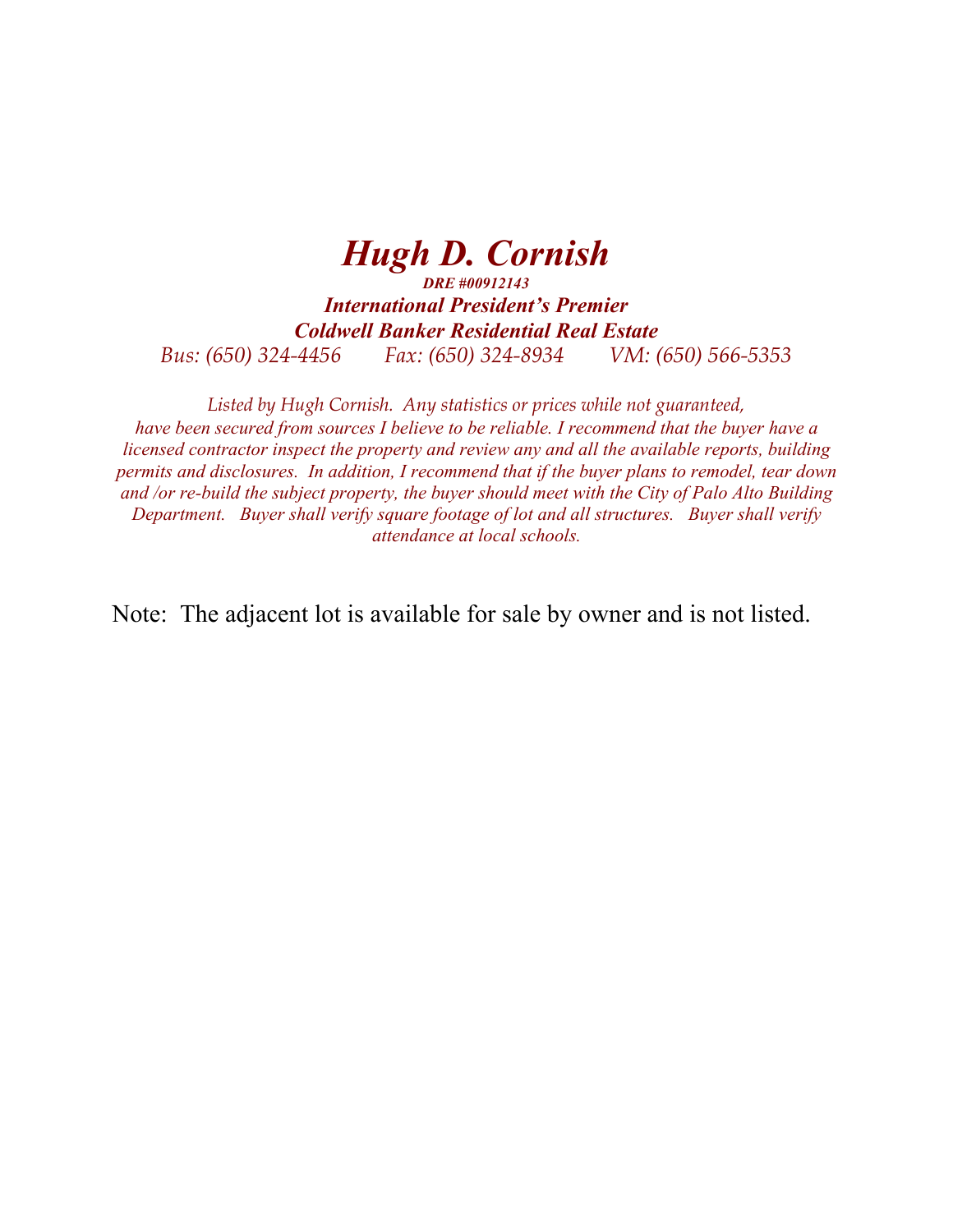# *Hugh D. Cornish*

***DRE #00912143***

***International President's Premier***

***Coldwell Banker Residential Real Estate***

*Bus: (650) 324-4456 Fax: (650) 324-8934 VM: (650) 566-5353*

*Listed by Hugh Cornish. Any statistics or prices while not guaranteed, have been secured from sources I believe to be reliable. I recommend that the buyer have a licensed contractor inspect the property and review any and all the available reports, building permits and disclosures. In addition, I recommend that if the buyer plans to remodel, tear down and /or re-build the subject property, the buyer should meet with the City of Palo Alto Building Department. Buyer shall verify square footage of lot and all structures. Buyer shall verify attendance at local schools.*

Note: The adjacent lot is available for sale by owner and is not listed.